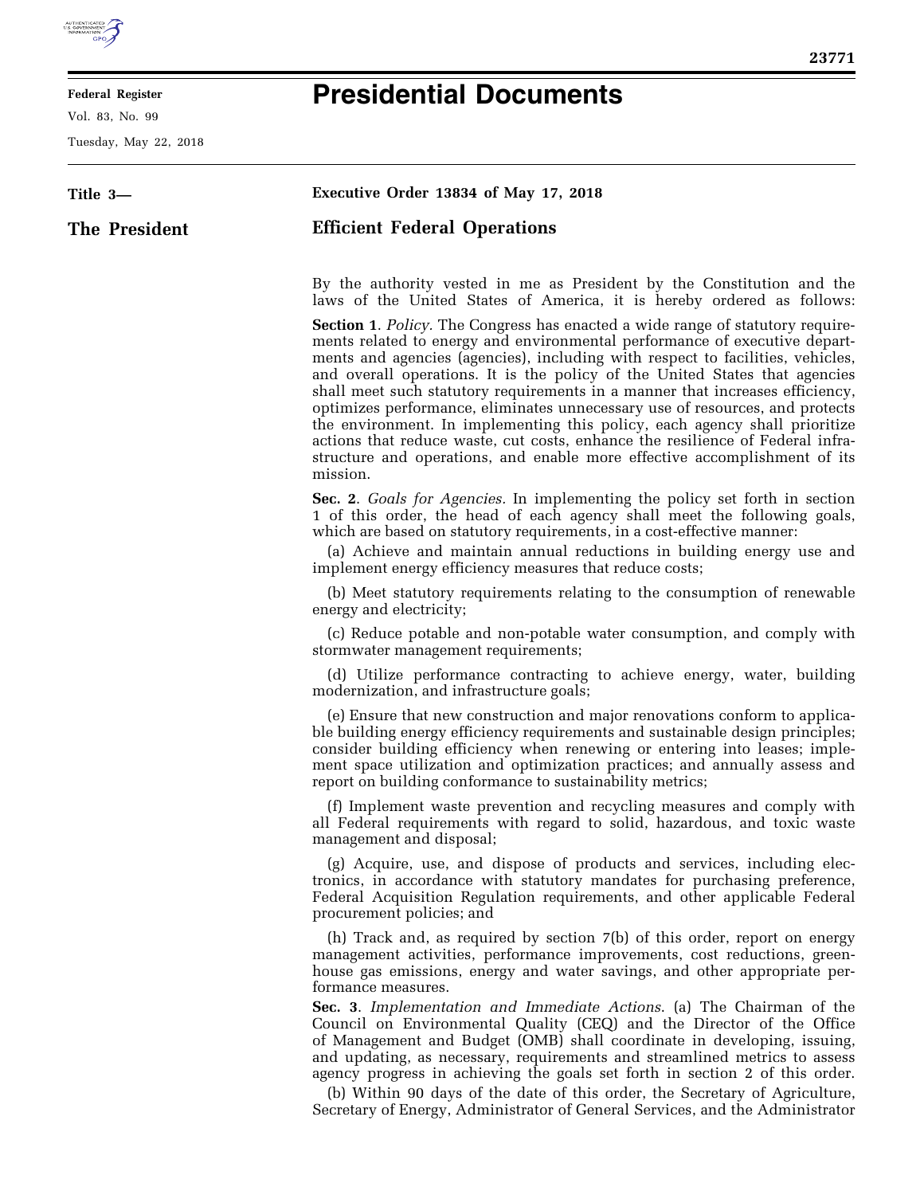# Presidential Documents

**Title 3—**

**The President**

**Executive Order 13834 of May 17, 2018**

## Efficient Federal Operations

By the authority vested in me as President by the Constitution and the laws of the United States of America, it is hereby ordered as follows:

**Section 1**. *Policy.* The Congress has enacted a wide range of statutory requirements related to energy and environmental performance of executive departments and agencies (agencies), including with respect to facilities, vehicles, and overall operations. It is the policy of the United States that agencies shall meet such statutory requirements in a manner that increases efficiency, optimizes performance, eliminates unnecessary use of resources, and protects the environment. In implementing this policy, each agency shall prioritize actions that reduce waste, cut costs, enhance the resilience of Federal infrastructure and operations, and enable more effective accomplishment of its mission.

**Sec. 2**. *Goals for Agencies.* In implementing the policy set forth in section 1 of this order, the head of each agency shall meet the following goals, which are based on statutory requirements, in a cost-effective manner:

(a) Achieve and maintain annual reductions in building energy use and implement energy efficiency measures that reduce costs;

(b) Meet statutory requirements relating to the consumption of renewable energy and electricity;

(c) Reduce potable and non-potable water consumption, and comply with stormwater management requirements;

(d) Utilize performance contracting to achieve energy, water, building modernization, and infrastructure goals;

(e) Ensure that new construction and major renovations conform to applicable building energy efficiency requirements and sustainable design principles; consider building efficiency when renewing or entering into leases; implement space utilization and optimization practices; and annually assess and report on building conformance to sustainability metrics;

(f) Implement waste prevention and recycling measures and comply with all Federal requirements with regard to solid, hazardous, and toxic waste management and disposal;

(g) Acquire, use, and dispose of products and services, including electronics, in accordance with statutory mandates for purchasing preference, Federal Acquisition Regulation requirements, and other applicable Federal procurement policies; and

(h) Track and, as required by section 7(b) of this order, report on energy management activities, performance improvements, cost reductions, greenhouse gas emissions, energy and water savings, and other appropriate performance measures.

**Sec. 3**. *Implementation and Immediate Actions*. (a) The Chairman of the Council on Environmental Quality (CEQ) and the Director of the Office of Management and Budget (OMB) shall coordinate in developing, issuing, and updating, as necessary, requirements and streamlined metrics to assess agency progress in achieving the goals set forth in section 2 of this order.

(b) Within 90 days of the date of this order, the Secretary of Agriculture, Secretary of Energy, Administrator of General Services, and the Administrator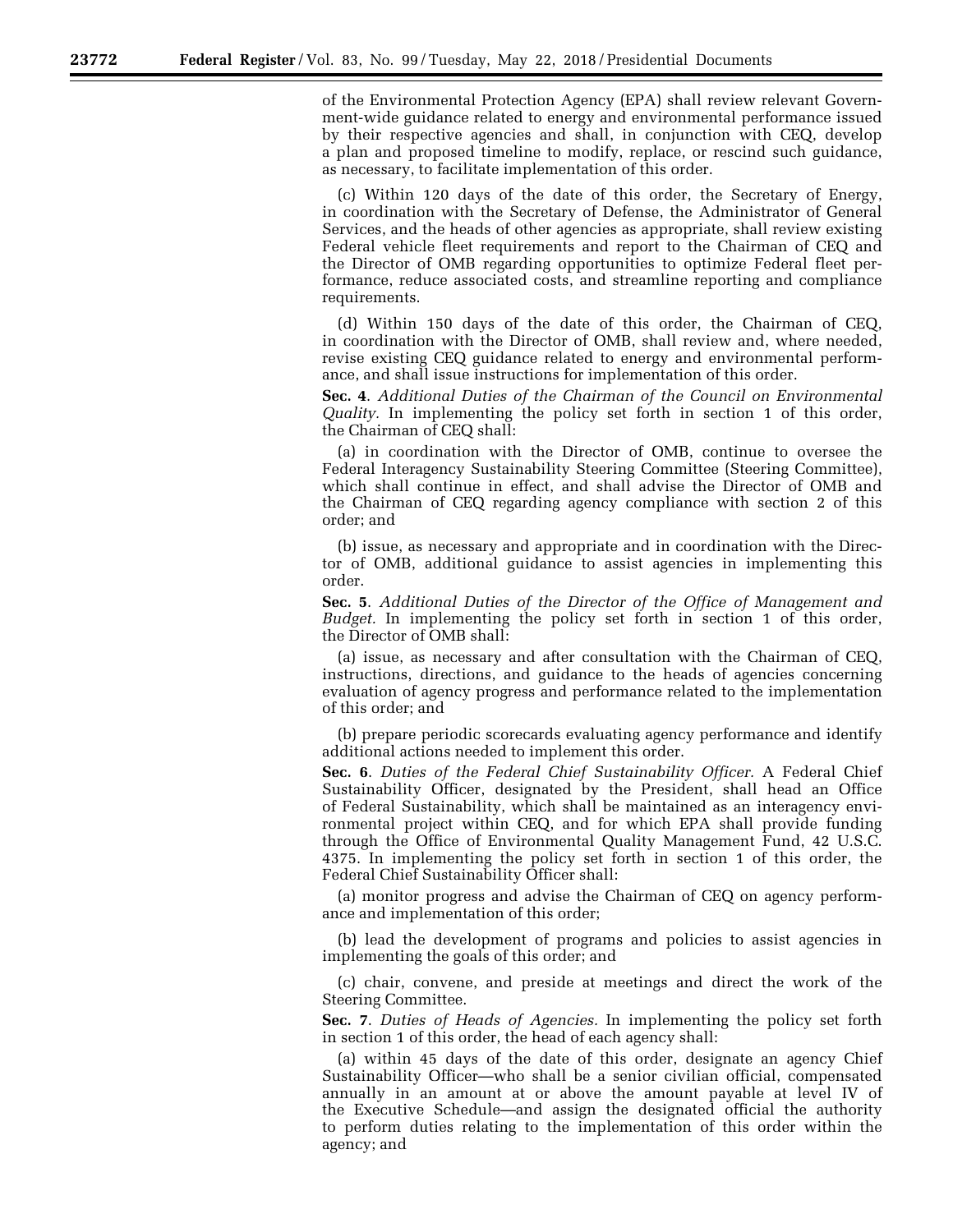of the Environmental Protection Agency (EPA) shall review relevant Government-wide guidance related to energy and environmental performance issued by their respective agencies and shall, in conjunction with CEQ, develop a plan and proposed timeline to modify, replace, or rescind such guidance, as necessary, to facilitate implementation of this order.

(c) Within 120 days of the date of this order, the Secretary of Energy, in coordination with the Secretary of Defense, the Administrator of General Services, and the heads of other agencies as appropriate, shall review existing Federal vehicle fleet requirements and report to the Chairman of CEQ and the Director of OMB regarding opportunities to optimize Federal fleet performance, reduce associated costs, and streamline reporting and compliance requirements.

(d) Within 150 days of the date of this order, the Chairman of CEQ, in coordination with the Director of OMB, shall review and, where needed, revise existing CEQ guidance related to energy and environmental performance, and shall issue instructions for implementation of this order.

**Sec. 4**. *Additional Duties of the Chairman of the Council on Environmental Quality.* In implementing the policy set forth in section 1 of this order, the Chairman of CEQ shall:

(a) in coordination with the Director of OMB, continue to oversee the Federal Interagency Sustainability Steering Committee (Steering Committee), which shall continue in effect, and shall advise the Director of OMB and the Chairman of CEQ regarding agency compliance with section 2 of this order; and

(b) issue, as necessary and appropriate and in coordination with the Director of OMB, additional guidance to assist agencies in implementing this order.

**Sec. 5**. *Additional Duties of the Director of the Office of Management and Budget.* In implementing the policy set forth in section 1 of this order, the Director of OMB shall:

(a) issue, as necessary and after consultation with the Chairman of CEQ, instructions, directions, and guidance to the heads of agencies concerning evaluation of agency progress and performance related to the implementation of this order; and

(b) prepare periodic scorecards evaluating agency performance and identify additional actions needed to implement this order.

**Sec. 6**. *Duties of the Federal Chief Sustainability Officer.* A Federal Chief Sustainability Officer, designated by the President, shall head an Office of Federal Sustainability, which shall be maintained as an interagency environmental project within CEQ, and for which EPA shall provide funding through the Office of Environmental Quality Management Fund, 42 U.S.C. 4375. In implementing the policy set forth in section 1 of this order, the Federal Chief Sustainability Officer shall:

(a) monitor progress and advise the Chairman of CEQ on agency performance and implementation of this order;

(b) lead the development of programs and policies to assist agencies in implementing the goals of this order; and

(c) chair, convene, and preside at meetings and direct the work of the Steering Committee.

**Sec. 7**. *Duties of Heads of Agencies.* In implementing the policy set forth in section 1 of this order, the head of each agency shall:

(a) within 45 days of the date of this order, designate an agency Chief Sustainability Officer—who shall be a senior civilian official, compensated annually in an amount at or above the amount payable at level IV of the Executive Schedule—and assign the designated official the authority to perform duties relating to the implementation of this order within the agency; and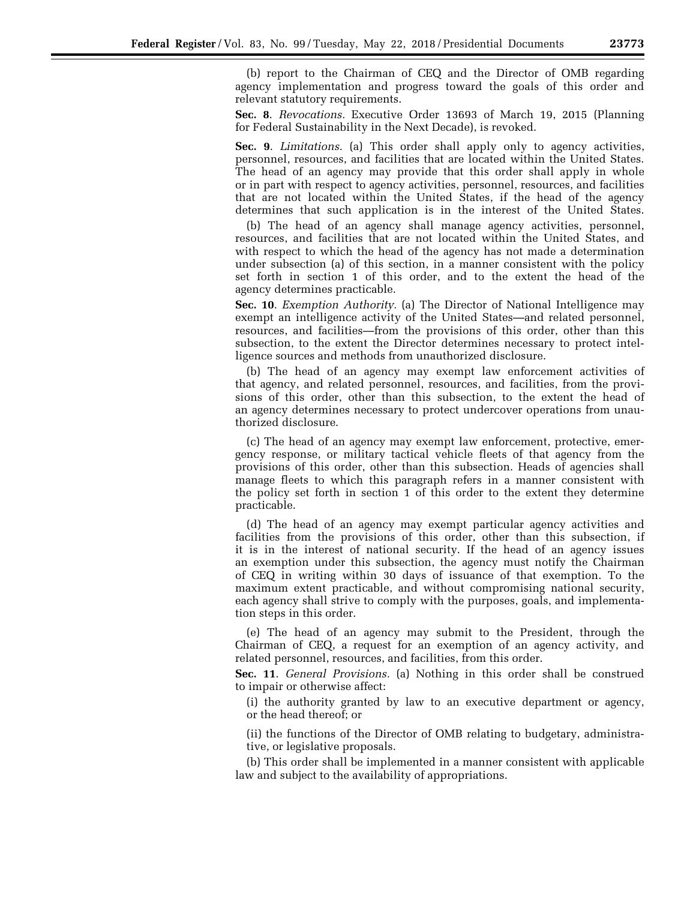(b) report to the Chairman of CEQ and the Director of OMB regarding agency implementation and progress toward the goals of this order and relevant statutory requirements.

**Sec. 8**. *Revocations.* Executive Order 13693 of March 19, 2015 (Planning for Federal Sustainability in the Next Decade), is revoked.

**Sec. 9**. *Limitations.* (a) This order shall apply only to agency activities, personnel, resources, and facilities that are located within the United States. The head of an agency may provide that this order shall apply in whole or in part with respect to agency activities, personnel, resources, and facilities that are not located within the United States, if the head of the agency determines that such application is in the interest of the United States.

(b) The head of an agency shall manage agency activities, personnel, resources, and facilities that are not located within the United States, and with respect to which the head of the agency has not made a determination under subsection (a) of this section, in a manner consistent with the policy set forth in section 1 of this order, and to the extent the head of the agency determines practicable.

**Sec. 10**. *Exemption Authority.* (a) The Director of National Intelligence may exempt an intelligence activity of the United States—and related personnel, resources, and facilities—from the provisions of this order, other than this subsection, to the extent the Director determines necessary to protect intelligence sources and methods from unauthorized disclosure.

(b) The head of an agency may exempt law enforcement activities of that agency, and related personnel, resources, and facilities, from the provisions of this order, other than this subsection, to the extent the head of an agency determines necessary to protect undercover operations from unauthorized disclosure.

(c) The head of an agency may exempt law enforcement, protective, emergency response, or military tactical vehicle fleets of that agency from the provisions of this order, other than this subsection. Heads of agencies shall manage fleets to which this paragraph refers in a manner consistent with the policy set forth in section 1 of this order to the extent they determine practicable.

(d) The head of an agency may exempt particular agency activities and facilities from the provisions of this order, other than this subsection, if it is in the interest of national security. If the head of an agency issues an exemption under this subsection, the agency must notify the Chairman of CEQ in writing within 30 days of issuance of that exemption. To the maximum extent practicable, and without compromising national security, each agency shall strive to comply with the purposes, goals, and implementation steps in this order.

(e) The head of an agency may submit to the President, through the Chairman of CEQ, a request for an exemption of an agency activity, and related personnel, resources, and facilities, from this order.

**Sec. 11**. *General Provisions.* (a) Nothing in this order shall be construed to impair or otherwise affect:

(i) the authority granted by law to an executive department or agency, or the head thereof; or

(ii) the functions of the Director of OMB relating to budgetary, administrative, or legislative proposals.

(b) This order shall be implemented in a manner consistent with applicable law and subject to the availability of appropriations.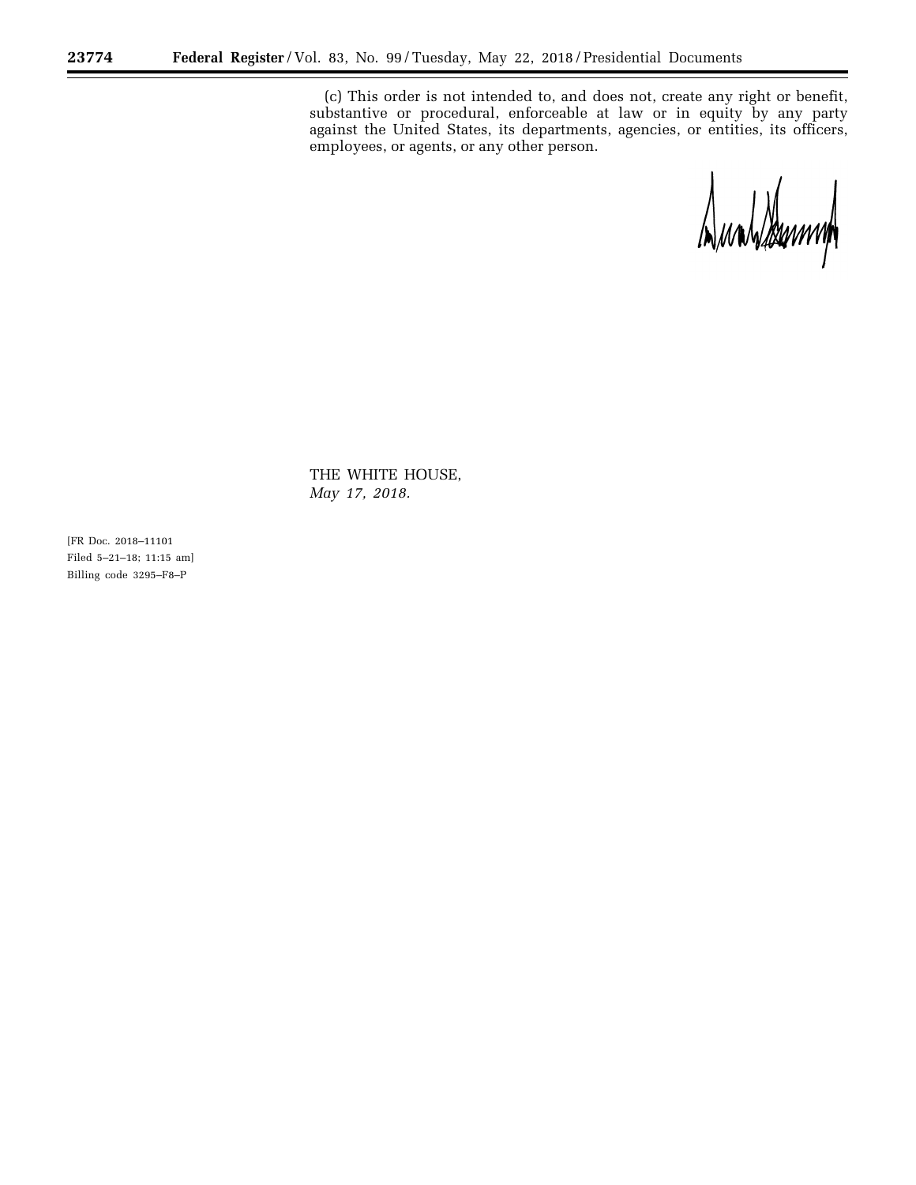(c) This order is not intended to, and does not, create any right or benefit, substantive or procedural, enforceable at law or in equity by any party against the United States, its departments, agencies, or entities, its officers, employees, or agents, or any other person.

THE WHITE HOUSE,
*May 17, 2018.*

[FR Doc. 2018–11101
Filed 5–21–18; 11:15 am]
Billing code 3295–F8–P